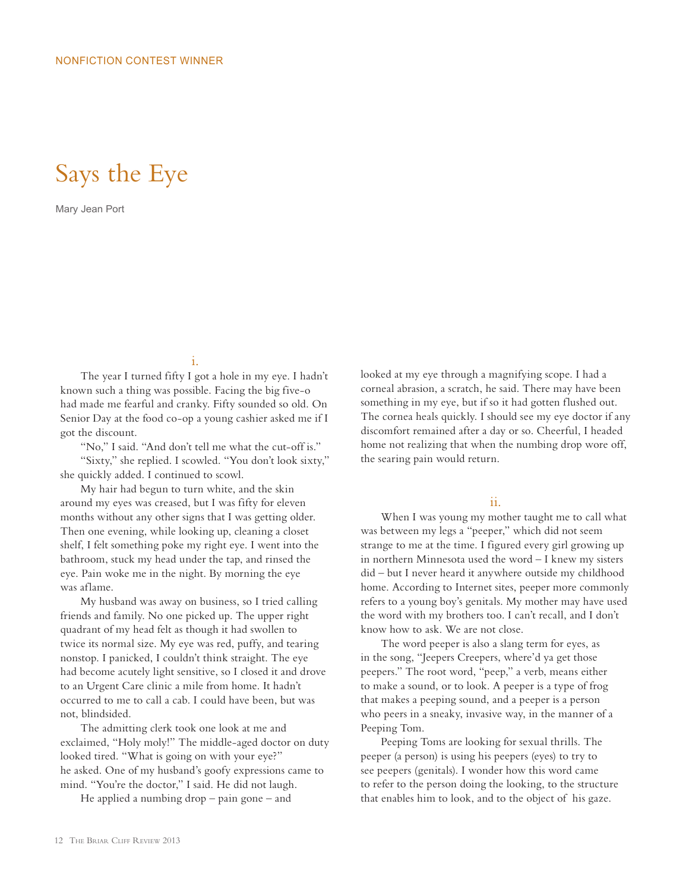NONFICTION CONTEST WINNER

# Says the Eye

Mary Jean Port

## i.

The year I turned fifty I got a hole in my eye. I hadn't known such a thing was possible. Facing the big five-o had made me fearful and cranky. Fifty sounded so old. On Senior Day at the food co-op a young cashier asked me if I got the discount.

"No," I said. "And don't tell me what the cut-off is."

"Sixty," she replied. I scowled. "You don't look sixty," she quickly added. I continued to scowl.

My hair had begun to turn white, and the skin around my eyes was creased, but I was fifty for eleven months without any other signs that I was getting older. Then one evening, while looking up, cleaning a closet shelf, I felt something poke my right eye. I went into the bathroom, stuck my head under the tap, and rinsed the eye. Pain woke me in the night. By morning the eye was aflame.

My husband was away on business, so I tried calling friends and family. No one picked up. The upper right quadrant of my head felt as though it had swollen to twice its normal size. My eye was red, puffy, and tearing nonstop. I panicked, I couldn't think straight. The eye had become acutely light sensitive, so I closed it and drove to an Urgent Care clinic a mile from home. It hadn't occurred to me to call a cab. I could have been, but was not, blindsided.

The admitting clerk took one look at me and exclaimed, "Holy moly!" The middle-aged doctor on duty looked tired. "What is going on with your eye?" he asked. One of my husband's goofy expressions came to mind. "You're the doctor," I said. He did not laugh.

He applied a numbing drop – pain gone – and looked at my eye through a magnifying scope. I had a corneal abrasion, a scratch, he said. There may have been something in my eye, but if so it had gotten flushed out. The cornea heals quickly. I should see my eye doctor if any discomfort remained after a day or so. Cheerful, I headed home not realizing that when the numbing drop wore off, the searing pain would return.

## ii.

When I was young my mother taught me to call what was between my legs a "peeper," which did not seem strange to me at the time. I figured every girl growing up in northern Minnesota used the word – I knew my sisters did – but I never heard it anywhere outside my childhood home. According to Internet sites, peeper more commonly refers to a young boy's genitals. My mother may have used the word with my brothers too. I can't recall, and I don't know how to ask. We are not close.

The word peeper is also a slang term for eyes, as in the song, "Jeepers Creepers, where'd ya get those peepers." The root word, "peep," a verb, means either to make a sound, or to look. A peeper is a type of frog that makes a peeping sound, and a peeper is a person who peers in a sneaky, invasive way, in the manner of a Peeping Tom.

Peeping Toms are looking for sexual thrills. The peeper (a person) is using his peepers (eyes) to try to see peepers (genitals). I wonder how this word came to refer to the person doing the looking, to the structure that enables him to look, and to the object of his gaze.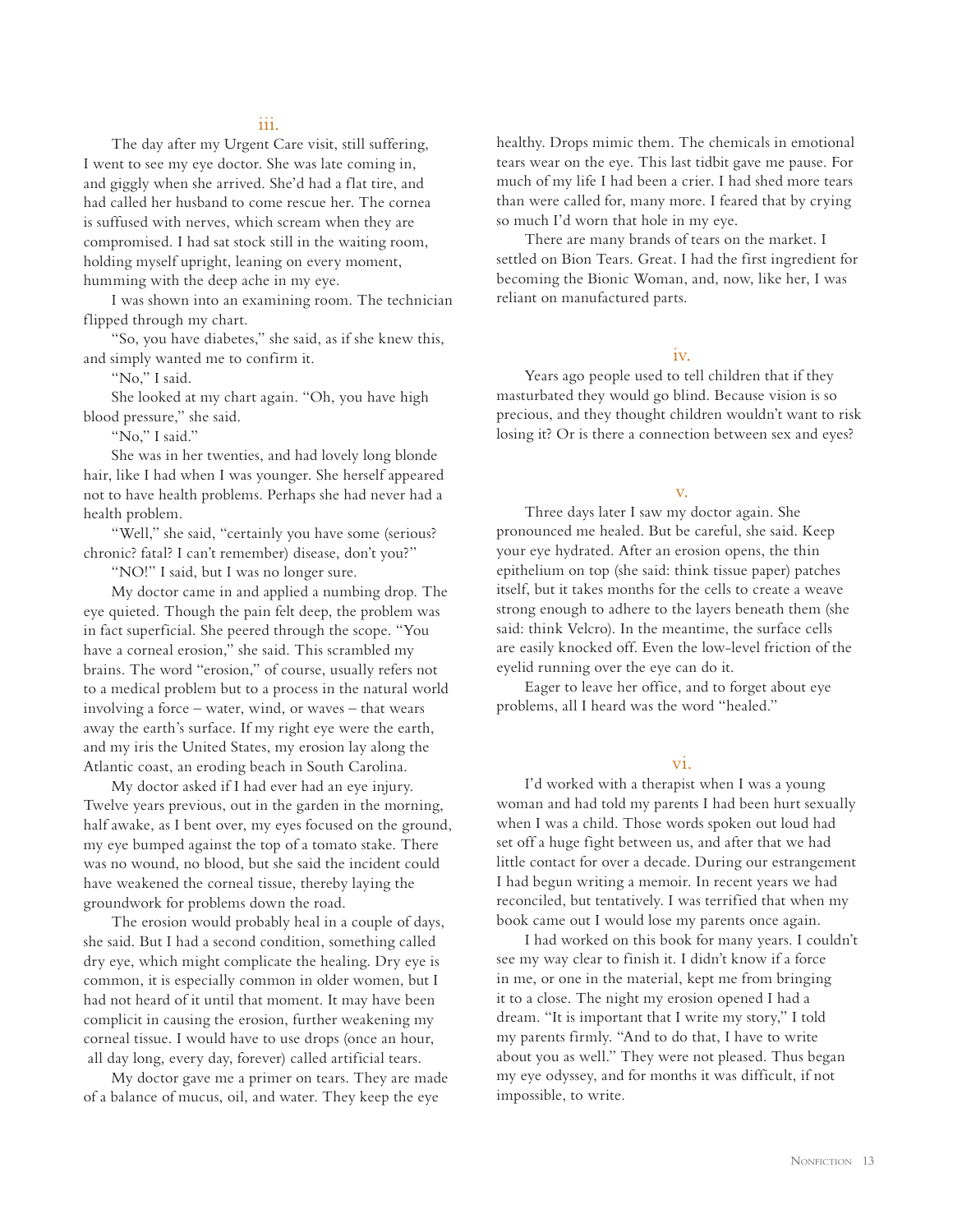## iii.

The day after my Urgent Care visit, still suffering, I went to see my eye doctor. She was late coming in, and giggly when she arrived. She'd had a flat tire, and had called her husband to come rescue her. The cornea is suffused with nerves, which scream when they are compromised. I had sat stock still in the waiting room, holding myself upright, leaning on every moment, humming with the deep ache in my eye.

I was shown into an examining room. The technician flipped through my chart.

"So, you have diabetes," she said, as if she knew this, and simply wanted me to confirm it.

"No," I said.

She looked at my chart again. "Oh, you have high blood pressure," she said.

"No," I said."

She was in her twenties, and had lovely long blonde hair, like I had when I was younger. She herself appeared not to have health problems. Perhaps she had never had a health problem.

"Well," she said, "certainly you have some (serious? chronic? fatal? I can't remember) disease, don't you?"

"NO!" I said, but I was no longer sure.

My doctor came in and applied a numbing drop. The eye quieted. Though the pain felt deep, the problem was in fact superficial. She peered through the scope. "You have a corneal erosion," she said. This scrambled my brains. The word "erosion," of course, usually refers not to a medical problem but to a process in the natural world involving a force – water, wind, or waves – that wears away the earth's surface. If my right eye were the earth, and my iris the United States, my erosion lay along the Atlantic coast, an eroding beach in South Carolina.

My doctor asked if I had ever had an eye injury. Twelve years previous, out in the garden in the morning, half awake, as I bent over, my eyes focused on the ground, my eye bumped against the top of a tomato stake. There was no wound, no blood, but she said the incident could have weakened the corneal tissue, thereby laying the groundwork for problems down the road.

The erosion would probably heal in a couple of days, she said. But I had a second condition, something called dry eye, which might complicate the healing. Dry eye is common, it is especially common in older women, but I had not heard of it until that moment. It may have been complicit in causing the erosion, further weakening my corneal tissue. I would have to use drops (once an hour, all day long, every day, forever) called artificial tears.

My doctor gave me a primer on tears. They are made of a balance of mucus, oil, and water. They keep the eye healthy. Drops mimic them. The chemicals in emotional tears wear on the eye. This last tidbit gave me pause. For much of my life I had been a crier. I had shed more tears than were called for, many more. I feared that by crying so much I'd worn that hole in my eye.

There are many brands of tears on the market. I settled on Bion Tears. Great. I had the first ingredient for becoming the Bionic Woman, and, now, like her, I was reliant on manufactured parts.

## iv.

Years ago people used to tell children that if they masturbated they would go blind. Because vision is so precious, and they thought children wouldn't want to risk losing it? Or is there a connection between sex and eyes?

## v.

Three days later I saw my doctor again. She pronounced me healed. But be careful, she said. Keep your eye hydrated. After an erosion opens, the thin epithelium on top (she said: think tissue paper) patches itself, but it takes months for the cells to create a weave strong enough to adhere to the layers beneath them (she said: think Velcro). In the meantime, the surface cells are easily knocked off. Even the low-level friction of the eyelid running over the eye can do it.

Eager to leave her office, and to forget about eye problems, all I heard was the word "healed."

## vi.

I'd worked with a therapist when I was a young woman and had told my parents I had been hurt sexually when I was a child. Those words spoken out loud had set off a huge fight between us, and after that we had little contact for over a decade. During our estrangement I had begun writing a memoir. In recent years we had reconciled, but tentatively. I was terrified that when my book came out I would lose my parents once again.

I had worked on this book for many years. I couldn't see my way clear to finish it. I didn't know if a force in me, or one in the material, kept me from bringing it to a close. The night my erosion opened I had a dream. "It is important that I write my story," I told my parents firmly. "And to do that, I have to write about you as well." They were not pleased. Thus began my eye odyssey, and for months it was difficult, if not impossible, to write.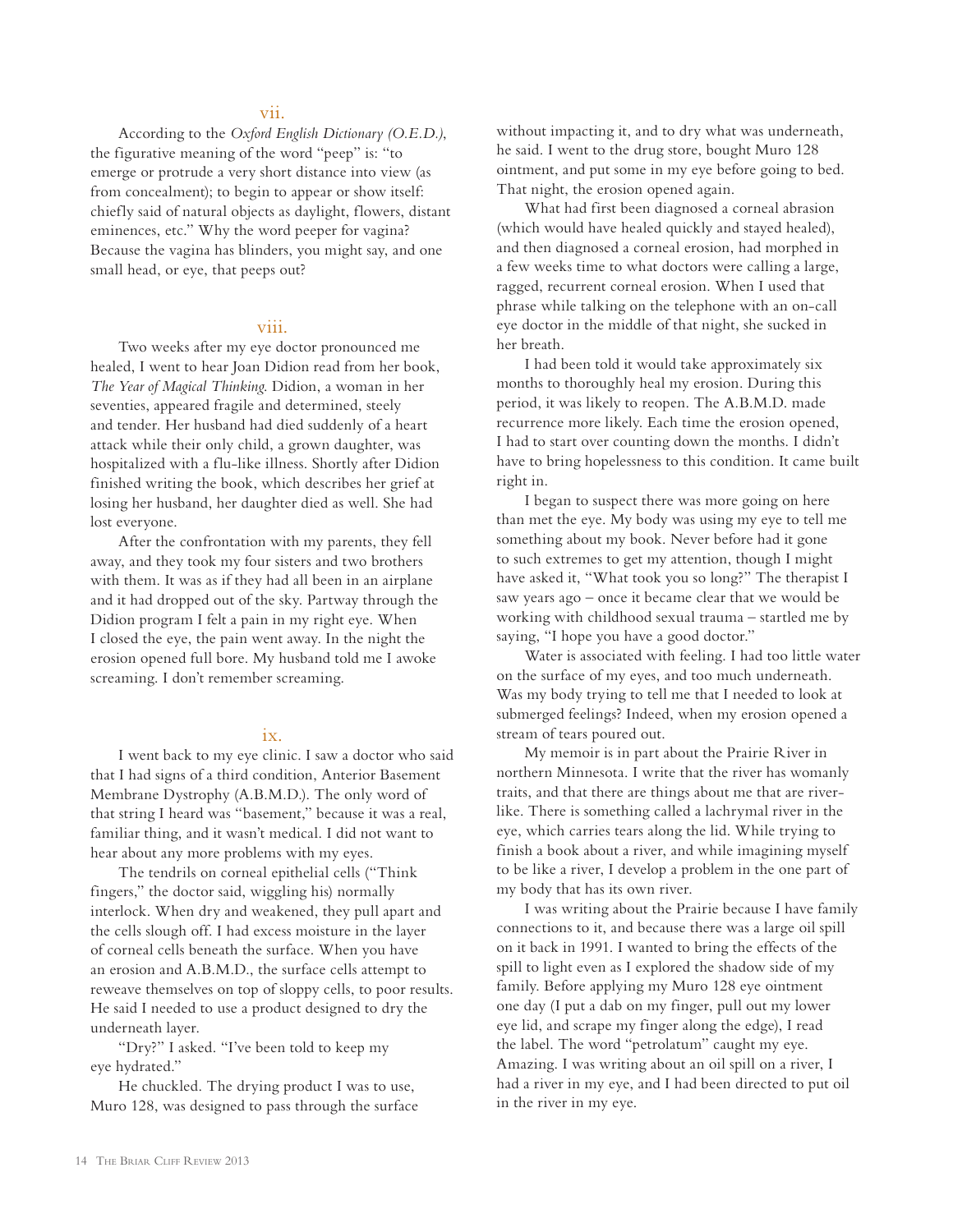## vii.

According to the *Oxford English Dictionary (O.E.D.)*, the figurative meaning of the word "peep" is: "to emerge or protrude a very short distance into view (as from concealment); to begin to appear or show itself: chiefly said of natural objects as daylight, flowers, distant eminences, etc." Why the word peeper for vagina? Because the vagina has blinders, you might say, and one small head, or eye, that peeps out?

## viii.

Two weeks after my eye doctor pronounced me healed, I went to hear Joan Didion read from her book, *The Year of Magical Thinking*. Didion, a woman in her seventies, appeared fragile and determined, steely and tender. Her husband had died suddenly of a heart attack while their only child, a grown daughter, was hospitalized with a flu-like illness. Shortly after Didion finished writing the book, which describes her grief at losing her husband, her daughter died as well. She had lost everyone.

After the confrontation with my parents, they fell away, and they took my four sisters and two brothers with them. It was as if they had all been in an airplane and it had dropped out of the sky. Partway through the Didion program I felt a pain in my right eye. When I closed the eye, the pain went away. In the night the erosion opened full bore. My husband told me I awoke screaming. I don't remember screaming.

## ix.

I went back to my eye clinic. I saw a doctor who said that I had signs of a third condition, Anterior Basement Membrane Dystrophy (A.B.M.D.). The only word of that string I heard was "basement," because it was a real, familiar thing, and it wasn't medical. I did not want to hear about any more problems with my eyes.

The tendrils on corneal epithelial cells ("Think fingers," the doctor said, wiggling his) normally interlock. When dry and weakened, they pull apart and the cells slough off. I had excess moisture in the layer of corneal cells beneath the surface. When you have an erosion and A.B.M.D., the surface cells attempt to reweave themselves on top of sloppy cells, to poor results. He said I needed to use a product designed to dry the underneath layer.

"Dry?" I asked. "I've been told to keep my eye hydrated."

He chuckled. The drying product I was to use, Muro 128, was designed to pass through the surface without impacting it, and to dry what was underneath, he said. I went to the drug store, bought Muro 128 ointment, and put some in my eye before going to bed. That night, the erosion opened again.

What had first been diagnosed a corneal abrasion (which would have healed quickly and stayed healed), and then diagnosed a corneal erosion, had morphed in a few weeks time to what doctors were calling a large, ragged, recurrent corneal erosion. When I used that phrase while talking on the telephone with an on-call eye doctor in the middle of that night, she sucked in her breath.

I had been told it would take approximately six months to thoroughly heal my erosion. During this period, it was likely to reopen. The A.B.M.D. made recurrence more likely. Each time the erosion opened, I had to start over counting down the months. I didn't have to bring hopelessness to this condition. It came built right in.

I began to suspect there was more going on here than met the eye. My body was using my eye to tell me something about my book. Never before had it gone to such extremes to get my attention, though I might have asked it, "What took you so long?" The therapist I saw years ago – once it became clear that we would be working with childhood sexual trauma – startled me by saying, "I hope you have a good doctor."

Water is associated with feeling. I had too little water on the surface of my eyes, and too much underneath. Was my body trying to tell me that I needed to look at submerged feelings? Indeed, when my erosion opened a stream of tears poured out.

My memoir is in part about the Prairie River in northern Minnesota. I write that the river has womanly traits, and that there are things about me that are river-like. There is something called a lachrymal river in the eye, which carries tears along the lid. While trying to finish a book about a river, and while imagining myself to be like a river, I develop a problem in the one part of my body that has its own river.

I was writing about the Prairie because I have family connections to it, and because there was a large oil spill on it back in 1991. I wanted to bring the effects of the spill to light even as I explored the shadow side of my family. Before applying my Muro 128 eye ointment one day (I put a dab on my finger, pull out my lower eye lid, and scrape my finger along the edge), I read the label. The word "petrolatum" caught my eye. Amazing. I was writing about an oil spill on a river, I had a river in my eye, and I had been directed to put oil in the river in my eye.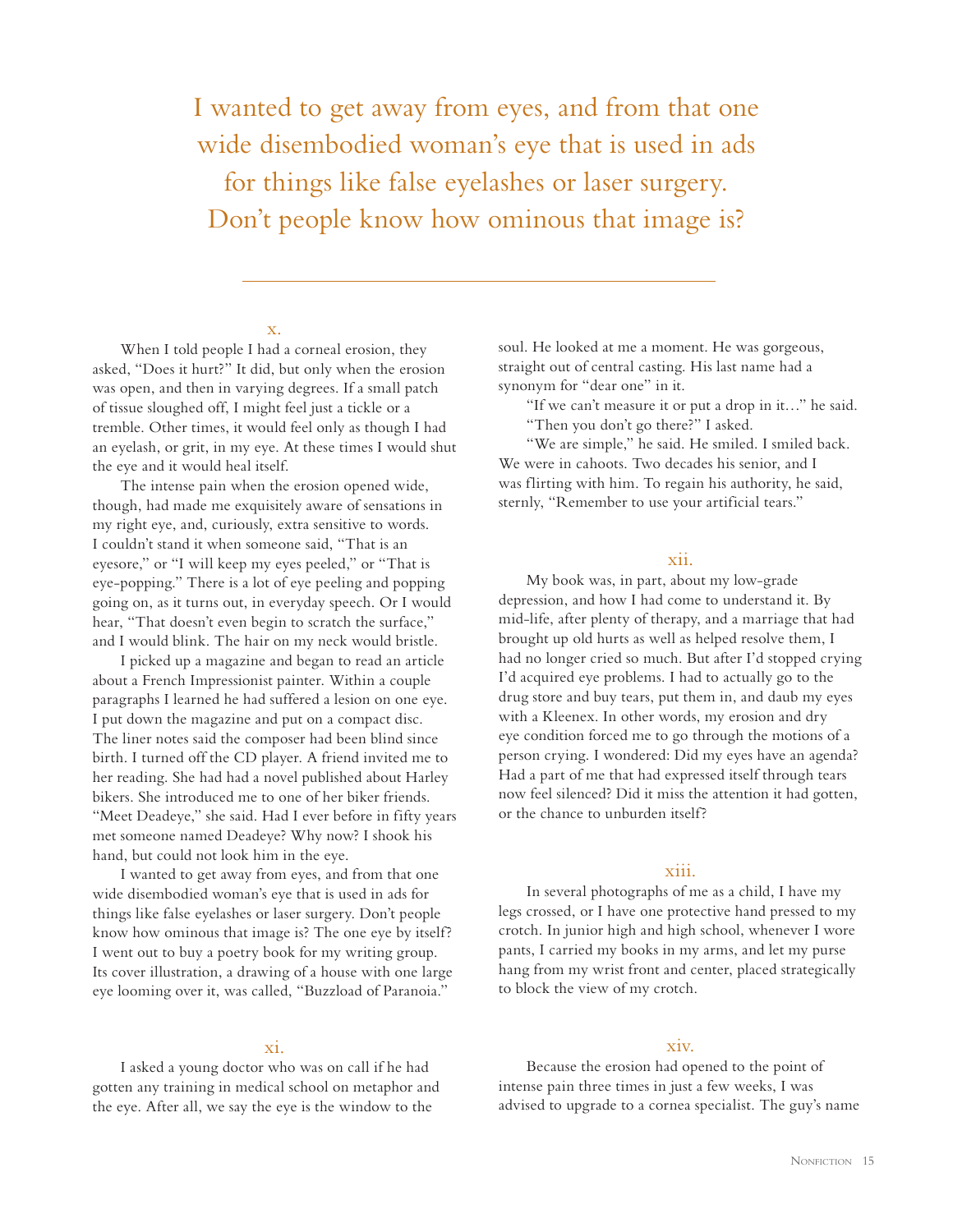I wanted to get away from eyes, and from that one wide disembodied woman's eye that is used in ads for things like false eyelashes or laser surgery. Don't people know how ominous that image is?

---

x.

When I told people I had a corneal erosion, they asked, "Does it hurt?" It did, but only when the erosion was open, and then in varying degrees. If a small patch of tissue sloughed off, I might feel just a tickle or a tremble. Other times, it would feel only as though I had an eyelash, or grit, in my eye. At these times I would shut the eye and it would heal itself.

The intense pain when the erosion opened wide, though, had made me exquisitely aware of sensations in my right eye, and, curiously, extra sensitive to words. I couldn't stand it when someone said, "That is an eyesore," or "I will keep my eyes peeled," or "That is eye-popping." There is a lot of eye peeling and popping going on, as it turns out, in everyday speech. Or I would hear, "That doesn't even begin to scratch the surface," and I would blink. The hair on my neck would bristle.

I picked up a magazine and began to read an article about a French Impressionist painter. Within a couple paragraphs I learned he had suffered a lesion on one eye. I put down the magazine and put on a compact disc. The liner notes said the composer had been blind since birth. I turned off the CD player. A friend invited me to her reading. She had had a novel published about Harley bikers. She introduced me to one of her biker friends. "Meet Deadeye," she said. Had I ever before in fifty years met someone named Deadeye? Why now? I shook his hand, but could not look him in the eye.

I wanted to get away from eyes, and from that one wide disembodied woman's eye that is used in ads for things like false eyelashes or laser surgery. Don't people know how ominous that image is? The one eye by itself? I went out to buy a poetry book for my writing group. Its cover illustration, a drawing of a house with one large eye looming over it, was called, "Buzzload of Paranoia."

xi.

I asked a young doctor who was on call if he had gotten any training in medical school on metaphor and the eye. After all, we say the eye is the window to the soul. He looked at me a moment. He was gorgeous, straight out of central casting. His last name had a synonym for "dear one" in it.

"If we can't measure it or put a drop in it…" he said.

"Then you don't go there?" I asked.

"We are simple," he said. He smiled. I smiled back. We were in cahoots. Two decades his senior, and I was flirting with him. To regain his authority, he said, sternly, "Remember to use your artificial tears."

xii.

My book was, in part, about my low-grade depression, and how I had come to understand it. By mid-life, after plenty of therapy, and a marriage that had brought up old hurts as well as helped resolve them, I had no longer cried so much. But after I'd stopped crying I'd acquired eye problems. I had to actually go to the drug store and buy tears, put them in, and daub my eyes with a Kleenex. In other words, my erosion and dry eye condition forced me to go through the motions of a person crying. I wondered: Did my eyes have an agenda? Had a part of me that had expressed itself through tears now feel silenced? Did it miss the attention it had gotten, or the chance to unburden itself?

xiii.

In several photographs of me as a child, I have my legs crossed, or I have one protective hand pressed to my crotch. In junior high and high school, whenever I wore pants, I carried my books in my arms, and let my purse hang from my wrist front and center, placed strategically to block the view of my crotch.

xiv.

Because the erosion had opened to the point of intense pain three times in just a few weeks, I was advised to upgrade to a cornea specialist. The guy's name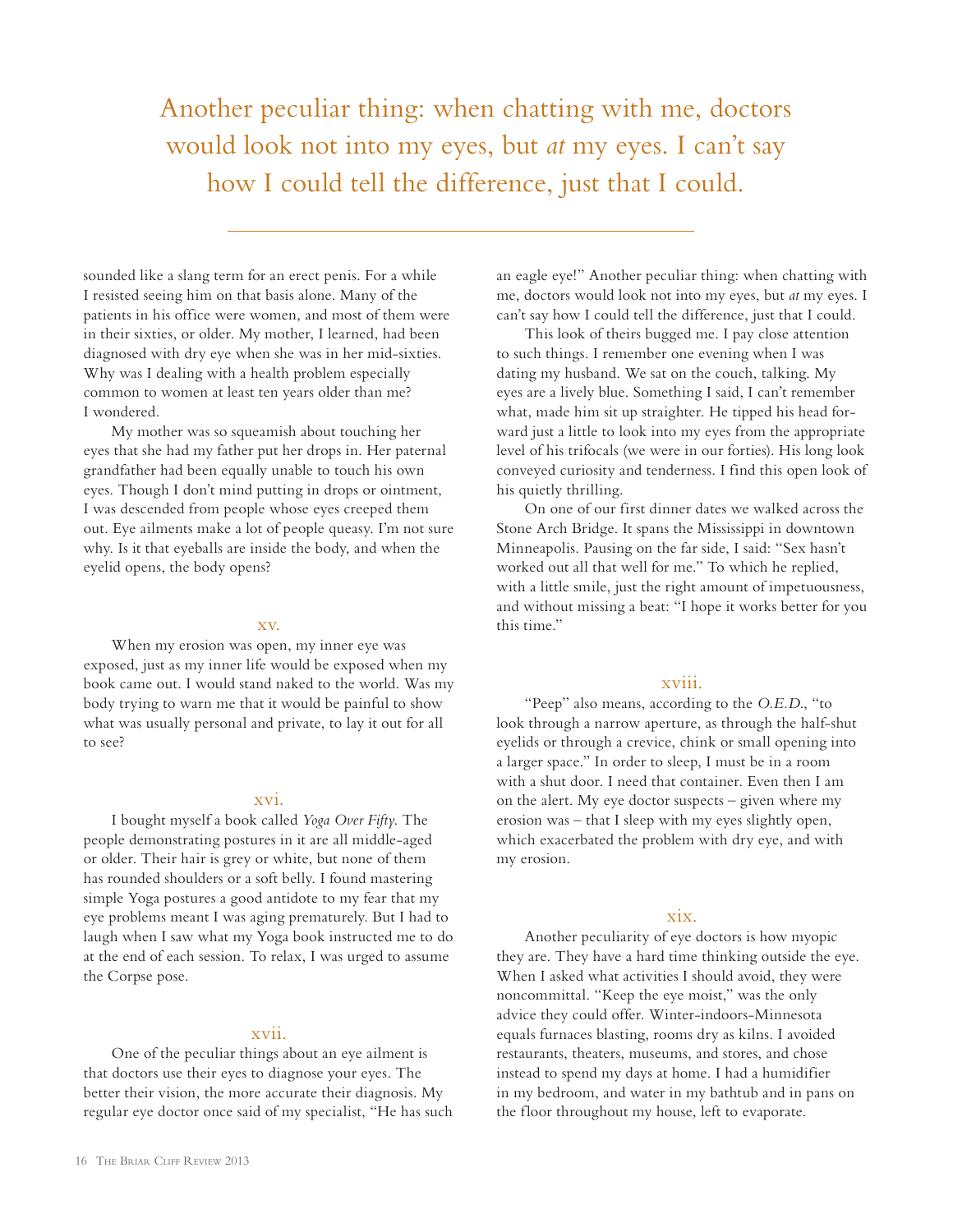> Another peculiar thing: when chatting with me, doctors would look not into my eyes, but *at* my eyes. I can't say how I could tell the difference, just that I could.

sounded like a slang term for an erect penis. For a while I resisted seeing him on that basis alone. Many of the patients in his office were women, and most of them were in their sixties, or older. My mother, I learned, had been diagnosed with dry eye when she was in her mid-sixties. Why was I dealing with a health problem especially common to women at least ten years older than me? I wondered.

My mother was so squeamish about touching her eyes that she had my father put her drops in. Her paternal grandfather had been equally unable to touch his own eyes. Though I don't mind putting in drops or ointment, I was descended from people whose eyes creeped them out. Eye ailments make a lot of people queasy. I'm not sure why. Is it that eyeballs are inside the body, and when the eyelid opens, the body opens?

### xv.

When my erosion was open, my inner eye was exposed, just as my inner life would be exposed when my book came out. I would stand naked to the world. Was my body trying to warn me that it would be painful to show what was usually personal and private, to lay it out for all to see?

### xvi.

I bought myself a book called *Yoga Over Fifty.* The people demonstrating postures in it are all middle-aged or older. Their hair is grey or white, but none of them has rounded shoulders or a soft belly. I found mastering simple Yoga postures a good antidote to my fear that my eye problems meant I was aging prematurely. But I had to laugh when I saw what my Yoga book instructed me to do at the end of each session. To relax, I was urged to assume the Corpse pose.

### xvii.

One of the peculiar things about an eye ailment is that doctors use their eyes to diagnose your eyes. The better their vision, the more accurate their diagnosis. My regular eye doctor once said of my specialist, "He has such an eagle eye!" Another peculiar thing: when chatting with me, doctors would look not into my eyes, but *at* my eyes. I can't say how I could tell the difference, just that I could.

This look of theirs bugged me. I pay close attention to such things. I remember one evening when I was dating my husband. We sat on the couch, talking. My eyes are a lively blue. Something I said, I can't remember what, made him sit up straighter. He tipped his head forward just a little to look into my eyes from the appropriate level of his trifocals (we were in our forties). His long look conveyed curiosity and tenderness. I find this open look of his quietly thrilling.

On one of our first dinner dates we walked across the Stone Arch Bridge. It spans the Mississippi in downtown Minneapolis. Pausing on the far side, I said: "Sex hasn't worked out all that well for me." To which he replied, with a little smile, just the right amount of impetuousness, and without missing a beat: "I hope it works better for you this time."

### xviii.

"Peep" also means, according to the *O.E.D.*, "to look through a narrow aperture, as through the half-shut eyelids or through a crevice, chink or small opening into a larger space." In order to sleep, I must be in a room with a shut door. I need that container. Even then I am on the alert. My eye doctor suspects – given where my erosion was – that I sleep with my eyes slightly open, which exacerbated the problem with dry eye, and with my erosion.

### xix.

Another peculiarity of eye doctors is how myopic they are. They have a hard time thinking outside the eye. When I asked what activities I should avoid, they were noncommittal. "Keep the eye moist," was the only advice they could offer. Winter-indoors-Minnesota equals furnaces blasting, rooms dry as kilns. I avoided restaurants, theaters, museums, and stores, and chose instead to spend my days at home. I had a humidifier in my bedroom, and water in my bathtub and in pans on the floor throughout my house, left to evaporate.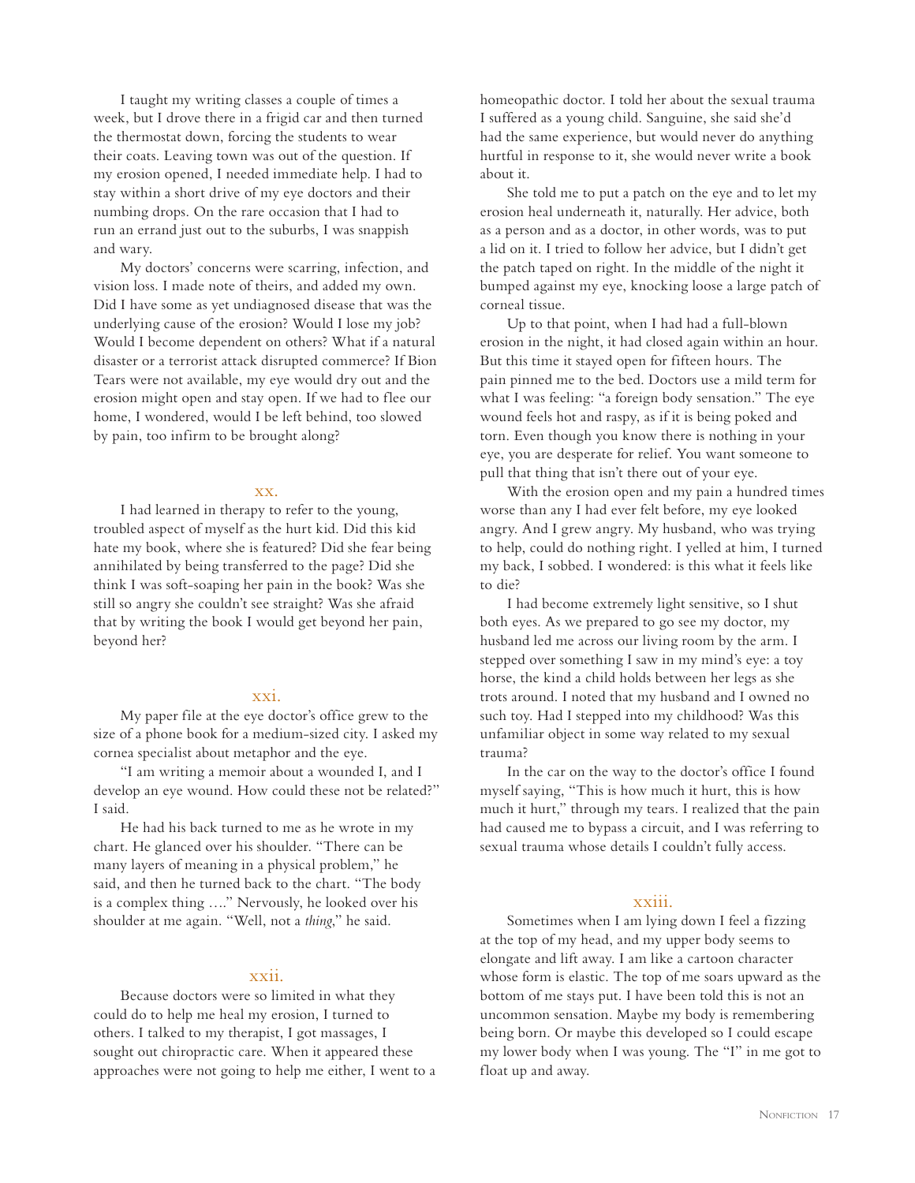I taught my writing classes a couple of times a week, but I drove there in a frigid car and then turned the thermostat down, forcing the students to wear their coats. Leaving town was out of the question. If my erosion opened, I needed immediate help. I had to stay within a short drive of my eye doctors and their numbing drops. On the rare occasion that I had to run an errand just out to the suburbs, I was snappish and wary.

My doctors' concerns were scarring, infection, and vision loss. I made note of theirs, and added my own. Did I have some as yet undiagnosed disease that was the underlying cause of the erosion? Would I lose my job? Would I become dependent on others? What if a natural disaster or a terrorist attack disrupted commerce? If Bion Tears were not available, my eye would dry out and the erosion might open and stay open. If we had to flee our home, I wondered, would I be left behind, too slowed by pain, too infirm to be brought along?

## xx.

I had learned in therapy to refer to the young, troubled aspect of myself as the hurt kid. Did this kid hate my book, where she is featured? Did she fear being annihilated by being transferred to the page? Did she think I was soft-soaping her pain in the book? Was she still so angry she couldn't see straight? Was she afraid that by writing the book I would get beyond her pain, beyond her?

## xxi.

My paper file at the eye doctor's office grew to the size of a phone book for a medium-sized city. I asked my cornea specialist about metaphor and the eye.

"I am writing a memoir about a wounded I, and I develop an eye wound. How could these not be related?" I said.

He had his back turned to me as he wrote in my chart. He glanced over his shoulder. "There can be many layers of meaning in a physical problem," he said, and then he turned back to the chart. "The body is a complex thing …." Nervously, he looked over his shoulder at me again. "Well, not a *thing*," he said.

## xxii.

Because doctors were so limited in what they could do to help me heal my erosion, I turned to others. I talked to my therapist, I got massages, I sought out chiropractic care. When it appeared these approaches were not going to help me either, I went to a homeopathic doctor. I told her about the sexual trauma I suffered as a young child. Sanguine, she said she'd had the same experience, but would never do anything hurtful in response to it, she would never write a book about it.

She told me to put a patch on the eye and to let my erosion heal underneath it, naturally. Her advice, both as a person and as a doctor, in other words, was to put a lid on it. I tried to follow her advice, but I didn't get the patch taped on right. In the middle of the night it bumped against my eye, knocking loose a large patch of corneal tissue.

Up to that point, when I had had a full-blown erosion in the night, it had closed again within an hour. But this time it stayed open for fifteen hours. The pain pinned me to the bed. Doctors use a mild term for what I was feeling: "a foreign body sensation." The eye wound feels hot and raspy, as if it is being poked and torn. Even though you know there is nothing in your eye, you are desperate for relief. You want someone to pull that thing that isn't there out of your eye.

With the erosion open and my pain a hundred times worse than any I had ever felt before, my eye looked angry. And I grew angry. My husband, who was trying to help, could do nothing right. I yelled at him, I turned my back, I sobbed. I wondered: is this what it feels like to die?

I had become extremely light sensitive, so I shut both eyes. As we prepared to go see my doctor, my husband led me across our living room by the arm. I stepped over something I saw in my mind's eye: a toy horse, the kind a child holds between her legs as she trots around. I noted that my husband and I owned no such toy. Had I stepped into my childhood? Was this unfamiliar object in some way related to my sexual trauma?

In the car on the way to the doctor's office I found myself saying, "This is how much it hurt, this is how much it hurt," through my tears. I realized that the pain had caused me to bypass a circuit, and I was referring to sexual trauma whose details I couldn't fully access.

## xxiii.

Sometimes when I am lying down I feel a fizzing at the top of my head, and my upper body seems to elongate and lift away. I am like a cartoon character whose form is elastic. The top of me soars upward as the bottom of me stays put. I have been told this is not an uncommon sensation. Maybe my body is remembering being born. Or maybe this developed so I could escape my lower body when I was young. The "I" in me got to float up and away.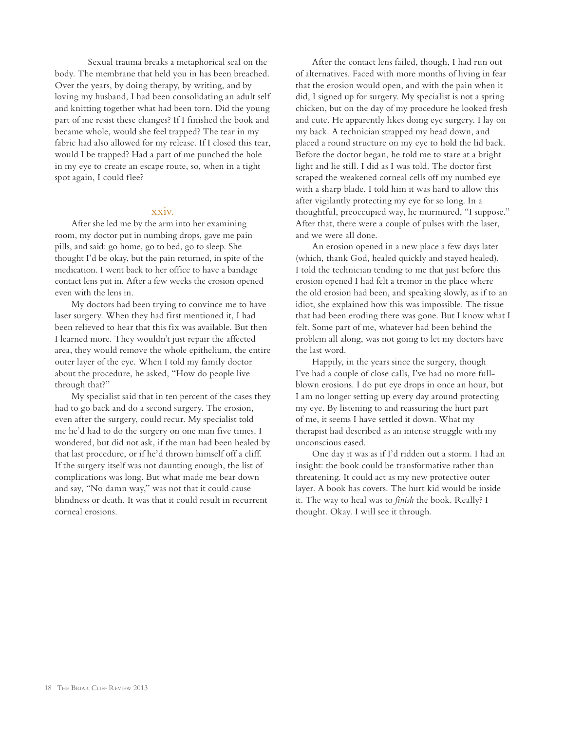Sexual trauma breaks a metaphorical seal on the body. The membrane that held you in has been breached. Over the years, by doing therapy, by writing, and by loving my husband, I had been consolidating an adult self and knitting together what had been torn. Did the young part of me resist these changes? If I finished the book and became whole, would she feel trapped? The tear in my fabric had also allowed for my release. If I closed this tear, would I be trapped? Had a part of me punched the hole in my eye to create an escape route, so, when in a tight spot again, I could flee?

## xxiv.

After she led me by the arm into her examining room, my doctor put in numbing drops, gave me pain pills, and said: go home, go to bed, go to sleep. She thought I'd be okay, but the pain returned, in spite of the medication. I went back to her office to have a bandage contact lens put in. After a few weeks the erosion opened even with the lens in.

My doctors had been trying to convince me to have laser surgery. When they had first mentioned it, I had been relieved to hear that this fix was available. But then I learned more. They wouldn't just repair the affected area, they would remove the whole epithelium, the entire outer layer of the eye. When I told my family doctor about the procedure, he asked, "How do people live through that?"

My specialist said that in ten percent of the cases they had to go back and do a second surgery. The erosion, even after the surgery, could recur. My specialist told me he'd had to do the surgery on one man five times. I wondered, but did not ask, if the man had been healed by that last procedure, or if he'd thrown himself off a cliff. If the surgery itself was not daunting enough, the list of complications was long. But what made me bear down and say, "No damn way," was not that it could cause blindness or death. It was that it could result in recurrent corneal erosions.

After the contact lens failed, though, I had run out of alternatives. Faced with more months of living in fear that the erosion would open, and with the pain when it did, I signed up for surgery. My specialist is not a spring chicken, but on the day of my procedure he looked fresh and cute. He apparently likes doing eye surgery. I lay on my back. A technician strapped my head down, and placed a round structure on my eye to hold the lid back. Before the doctor began, he told me to stare at a bright light and lie still. I did as I was told. The doctor first scraped the weakened corneal cells off my numbed eye with a sharp blade. I told him it was hard to allow this after vigilantly protecting my eye for so long. In a thoughtful, preoccupied way, he murmured, "I suppose." After that, there were a couple of pulses with the laser, and we were all done.

An erosion opened in a new place a few days later (which, thank God, healed quickly and stayed healed). I told the technician tending to me that just before this erosion opened I had felt a tremor in the place where the old erosion had been, and speaking slowly, as if to an idiot, she explained how this was impossible. The tissue that had been eroding there was gone. But I know what I felt. Some part of me, whatever had been behind the problem all along, was not going to let my doctors have the last word.

Happily, in the years since the surgery, though I've had a couple of close calls, I've had no more full-blown erosions. I do put eye drops in once an hour, but I am no longer setting up every day around protecting my eye. By listening to and reassuring the hurt part of me, it seems I have settled it down. What my therapist had described as an intense struggle with my unconscious eased.

One day it was as if I'd ridden out a storm. I had an insight: the book could be transformative rather than threatening. It could act as my new protective outer layer. A book has covers. The hurt kid would be inside it. The way to heal was to *finish* the book. Really? I thought. Okay. I will see it through.